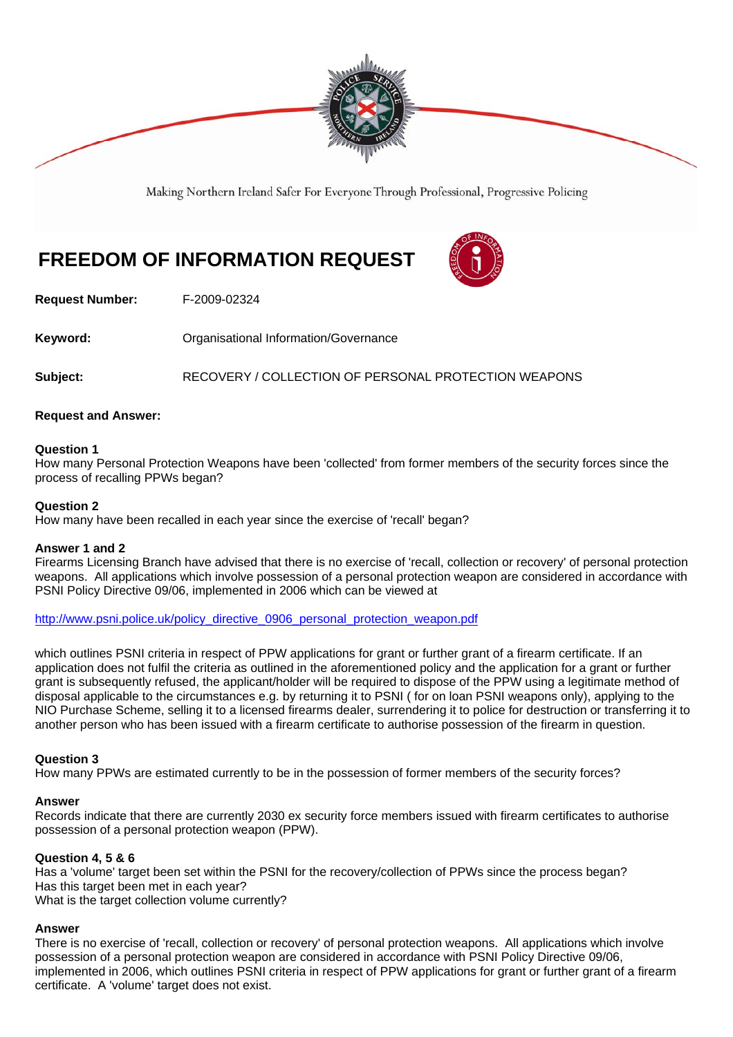Making Northern Ireland Safer For Everyone Through Professional, Progressive Policing

# FREEDOM OF INFORMATION REQUEST

**Request Number:** F-2009-02324

**Keyword:** Organisational Information/Governance

**Subject:** RECOVERY / COLLECTION OF PERSONAL PROTECTION WEAPONS

**Request and Answer:**

**Question 1**
How many Personal Protection Weapons have been 'collected' from former members of the security forces since the process of recalling PPWs began?

**Question 2**
How many have been recalled in each year since the exercise of 'recall' began?

**Answer 1 and 2**
Firearms Licensing Branch have advised that there is no exercise of 'recall, collection or recovery' of personal protection weapons. All applications which involve possession of a personal protection weapon are considered in accordance with PSNI Policy Directive 09/06, implemented in 2006 which can be viewed at

http://www.psni.police.uk/policy_directive_0906_personal_protection_weapon.pdf

which outlines PSNI criteria in respect of PPW applications for grant or further grant of a firearm certificate. If an application does not fulfil the criteria as outlined in the aforementioned policy and the application for a grant or further grant is subsequently refused, the applicant/holder will be required to dispose of the PPW using a legitimate method of disposal applicable to the circumstances e.g. by returning it to PSNI ( for on loan PSNI weapons only), applying to the NIO Purchase Scheme, selling it to a licensed firearms dealer, surrendering it to police for destruction or transferring it to another person who has been issued with a firearm certificate to authorise possession of the firearm in question.

**Question 3**
How many PPWs are estimated currently to be in the possession of former members of the security forces?

**Answer**
Records indicate that there are currently 2030 ex security force members issued with firearm certificates to authorise possession of a personal protection weapon (PPW).

**Question 4, 5 & 6**
Has a 'volume' target been set within the PSNI for the recovery/collection of PPWs since the process began?
Has this target been met in each year?
What is the target collection volume currently?

**Answer**
There is no exercise of 'recall, collection or recovery' of personal protection weapons. All applications which involve possession of a personal protection weapon are considered in accordance with PSNI Policy Directive 09/06, implemented in 2006, which outlines PSNI criteria in respect of PPW applications for grant or further grant of a firearm certificate. A 'volume' target does not exist.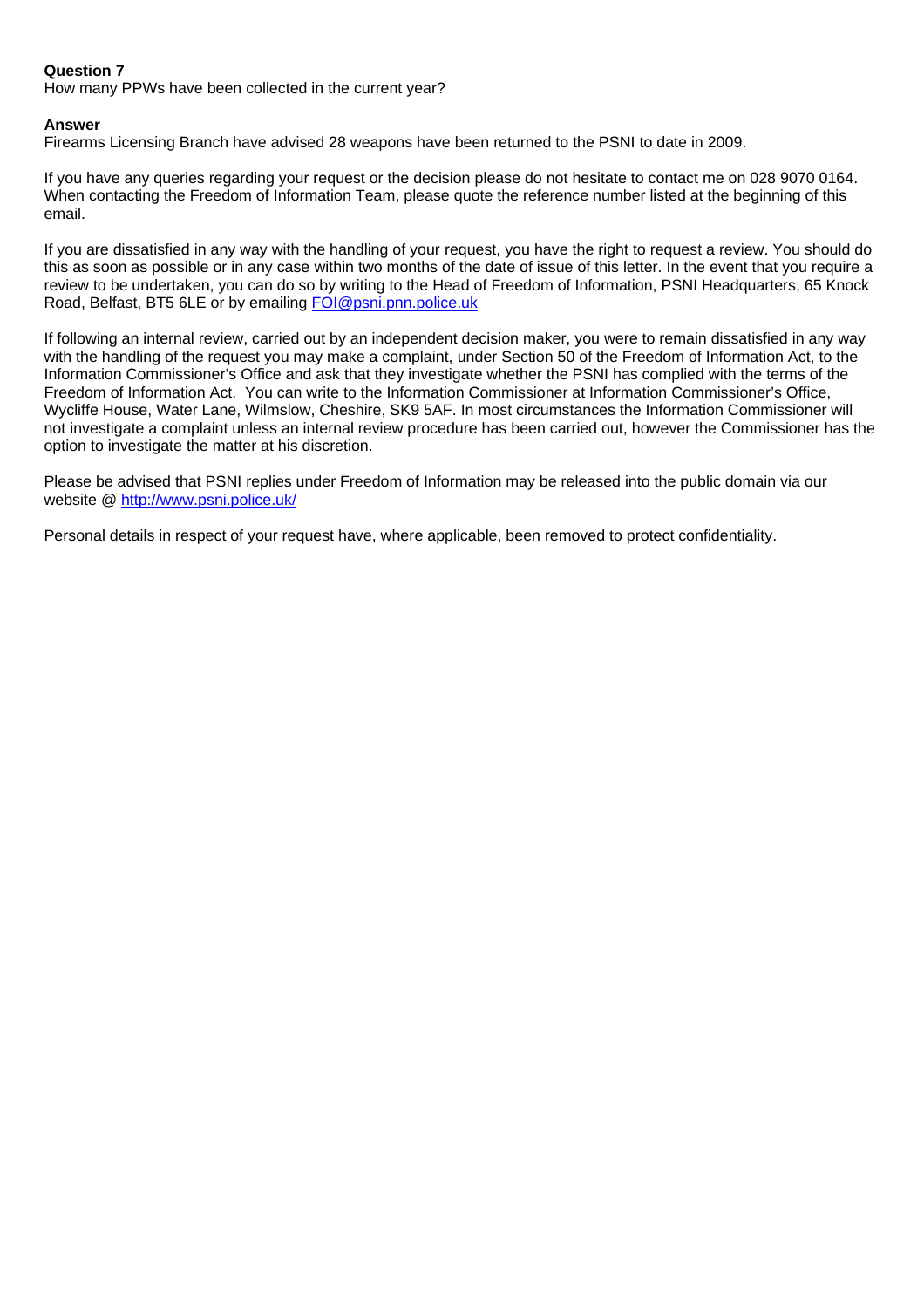**Question 7**
How many PPWs have been collected in the current year?

**Answer**
Firearms Licensing Branch have advised 28 weapons have been returned to the PSNI to date in 2009.

If you have any queries regarding your request or the decision please do not hesitate to contact me on 028 9070 0164. When contacting the Freedom of Information Team, please quote the reference number listed at the beginning of this email.

If you are dissatisfied in any way with the handling of your request, you have the right to request a review. You should do this as soon as possible or in any case within two months of the date of issue of this letter. In the event that you require a review to be undertaken, you can do so by writing to the Head of Freedom of Information, PSNI Headquarters, 65 Knock Road, Belfast, BT5 6LE or by emailing [FOI@psni.pnn.police.uk](mailto:FOI@psni.pnn.police.uk)

If following an internal review, carried out by an independent decision maker, you were to remain dissatisfied in any way with the handling of the request you may make a complaint, under Section 50 of the Freedom of Information Act, to the Information Commissioner's Office and ask that they investigate whether the PSNI has complied with the terms of the Freedom of Information Act. You can write to the Information Commissioner at Information Commissioner's Office, Wycliffe House, Water Lane, Wilmslow, Cheshire, SK9 5AF. In most circumstances the Information Commissioner will not investigate a complaint unless an internal review procedure has been carried out, however the Commissioner has the option to investigate the matter at his discretion.

Please be advised that PSNI replies under Freedom of Information may be released into the public domain via our website @ [http://www.psni.police.uk/](http://www.psni.police.uk/)

Personal details in respect of your request have, where applicable, been removed to protect confidentiality.